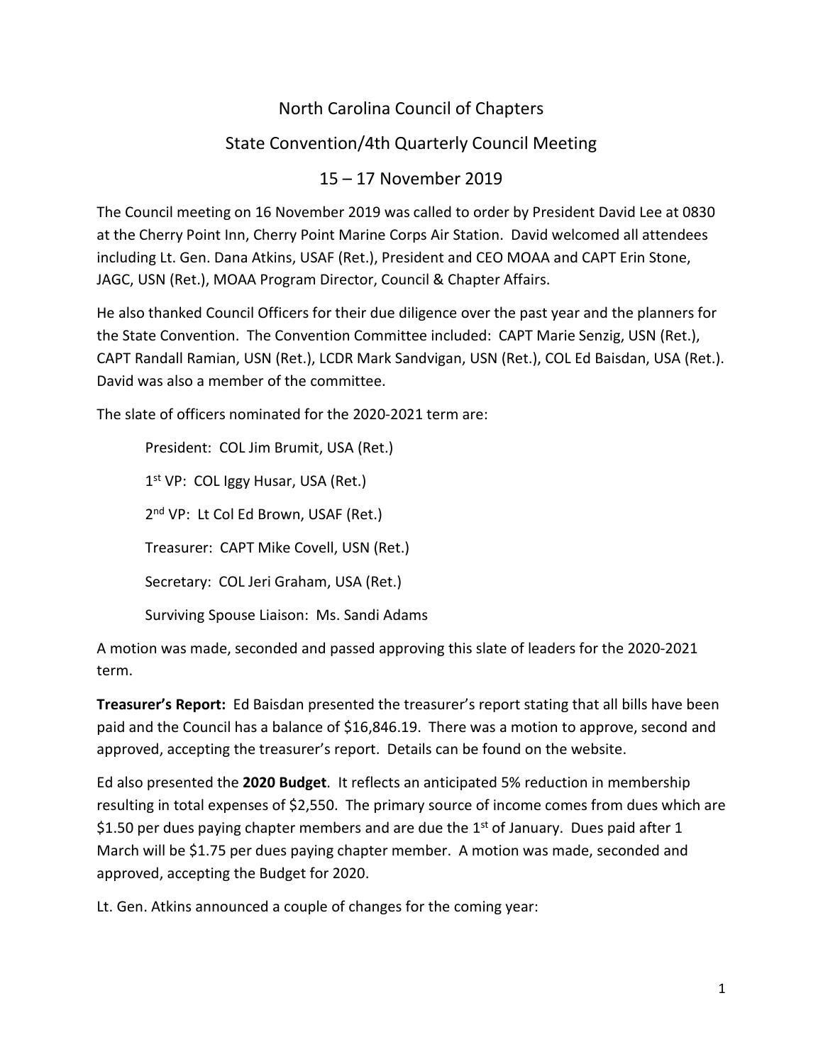# North Carolina Council of Chapters

## State Convention/4th Quarterly Council Meeting

### 15 – 17 November 2019

The Council meeting on 16 November 2019 was called to order by President David Lee at 0830 at the Cherry Point Inn, Cherry Point Marine Corps Air Station. David welcomed all attendees including Lt. Gen. Dana Atkins, USAF (Ret.), President and CEO MOAA and CAPT Erin Stone, JAGC, USN (Ret.), MOAA Program Director, Council & Chapter Affairs.

He also thanked Council Officers for their due diligence over the past year and the planners for the State Convention. The Convention Committee included: CAPT Marie Senzig, USN (Ret.), CAPT Randall Ramian, USN (Ret.), LCDR Mark Sandvigan, USN (Ret.), COL Ed Baisdan, USA (Ret.). David was also a member of the committee.

The slate of officers nominated for the 2020-2021 term are:

President: COL Jim Brumit, USA (Ret.)

1st VP: COL Iggy Husar, USA (Ret.)

2nd VP: Lt Col Ed Brown, USAF (Ret.)

Treasurer: CAPT Mike Covell, USN (Ret.)

Secretary: COL Jeri Graham, USA (Ret.)

Surviving Spouse Liaison: Ms. Sandi Adams

A motion was made, seconded and passed approving this slate of leaders for the 2020-2021 term.

**Treasurer's Report:** Ed Baisdan presented the treasurer's report stating that all bills have been paid and the Council has a balance of $16,846.19. There was a motion to approve, second and approved, accepting the treasurer's report. Details can be found on the website.

Ed also presented the **2020 Budget**. It reflects an anticipated 5% reduction in membership resulting in total expenses of $2,550. The primary source of income comes from dues which are $1.50 per dues paying chapter members and are due the 1st of January. Dues paid after 1 March will be $1.75 per dues paying chapter member. A motion was made, seconded and approved, accepting the Budget for 2020.

Lt. Gen. Atkins announced a couple of changes for the coming year: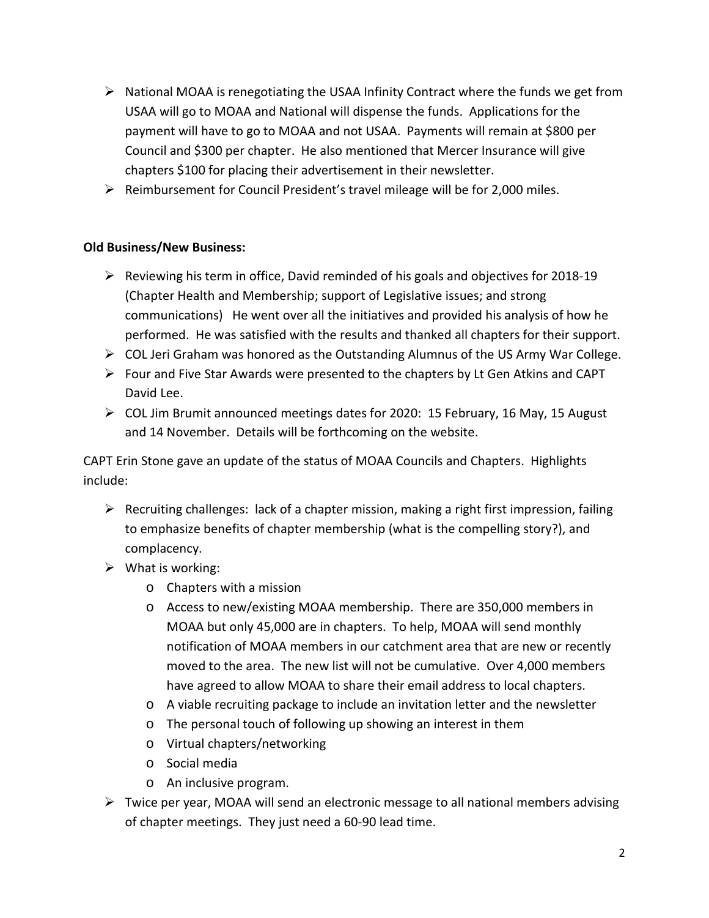- National MOAA is renegotiating the USAA Infinity Contract where the funds we get from USAA will go to MOAA and National will dispense the funds. Applications for the payment will have to go to MOAA and not USAA. Payments will remain at $800 per Council and $300 per chapter. He also mentioned that Mercer Insurance will give chapters $100 for placing their advertisement in their newsletter.
- Reimbursement for Council President's travel mileage will be for 2,000 miles.

**Old Business/New Business:**

- Reviewing his term in office, David reminded of his goals and objectives for 2018-19 (Chapter Health and Membership; support of Legislative issues; and strong communications) He went over all the initiatives and provided his analysis of how he performed. He was satisfied with the results and thanked all chapters for their support.
- COL Jeri Graham was honored as the Outstanding Alumnus of the US Army War College.
- Four and Five Star Awards were presented to the chapters by Lt Gen Atkins and CAPT David Lee.
- COL Jim Brumit announced meetings dates for 2020: 15 February, 16 May, 15 August and 14 November. Details will be forthcoming on the website.

CAPT Erin Stone gave an update of the status of MOAA Councils and Chapters. Highlights include:

- Recruiting challenges: lack of a chapter mission, making a right first impression, failing to emphasize benefits of chapter membership (what is the compelling story?), and complacency.
- What is working:
  - Chapters with a mission
  - Access to new/existing MOAA membership. There are 350,000 members in MOAA but only 45,000 are in chapters. To help, MOAA will send monthly notification of MOAA members in our catchment area that are new or recently moved to the area. The new list will not be cumulative. Over 4,000 members have agreed to allow MOAA to share their email address to local chapters.
  - A viable recruiting package to include an invitation letter and the newsletter
  - The personal touch of following up showing an interest in them
  - Virtual chapters/networking
  - Social media
  - An inclusive program.
- Twice per year, MOAA will send an electronic message to all national members advising of chapter meetings. They just need a 60-90 lead time.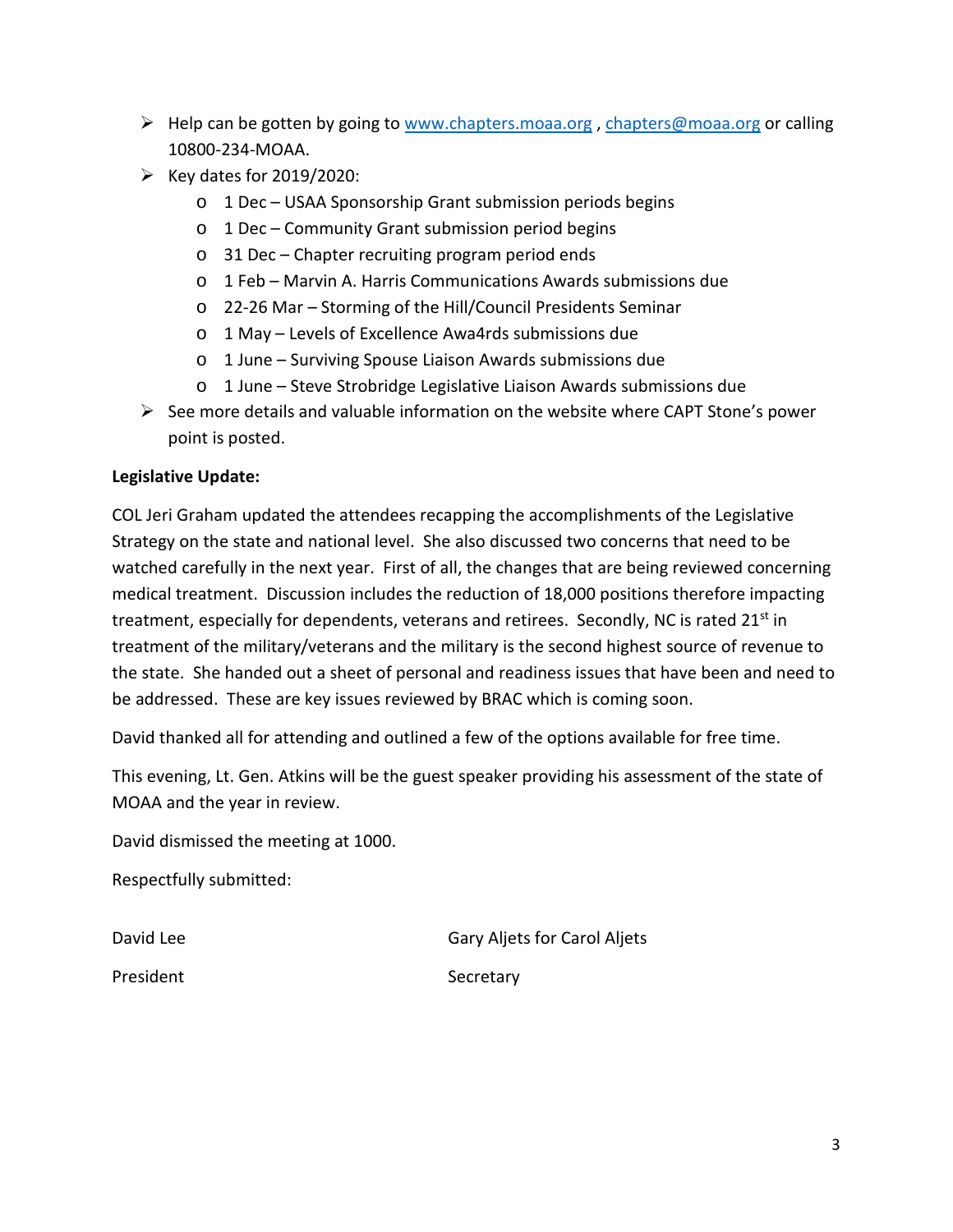- Help can be gotten by going to www.chapters.moaa.org , chapters@moaa.org or calling 10800-234-MOAA.
- Key dates for 2019/2020:
  - 1 Dec – USAA Sponsorship Grant submission periods begins
  - 1 Dec – Community Grant submission period begins
  - 31 Dec – Chapter recruiting program period ends
  - 1 Feb – Marvin A. Harris Communications Awards submissions due
  - 22-26 Mar – Storming of the Hill/Council Presidents Seminar
  - 1 May – Levels of Excellence Awa4rds submissions due
  - 1 June – Surviving Spouse Liaison Awards submissions due
  - 1 June – Steve Strobridge Legislative Liaison Awards submissions due
- See more details and valuable information on the website where CAPT Stone's power point is posted.

**Legislative Update:**

COL Jeri Graham updated the attendees recapping the accomplishments of the Legislative Strategy on the state and national level. She also discussed two concerns that need to be watched carefully in the next year. First of all, the changes that are being reviewed concerning medical treatment. Discussion includes the reduction of 18,000 positions therefore impacting treatment, especially for dependents, veterans and retirees. Secondly, NC is rated 21st in treatment of the military/veterans and the military is the second highest source of revenue to the state. She handed out a sheet of personal and readiness issues that have been and need to be addressed. These are key issues reviewed by BRAC which is coming soon.

David thanked all for attending and outlined a few of the options available for free time.

This evening, Lt. Gen. Atkins will be the guest speaker providing his assessment of the state of MOAA and the year in review.

David dismissed the meeting at 1000.

Respectfully submitted:

| | |
|---|---|
| David Lee | Gary Aljets for Carol Aljets |
| President | Secretary |